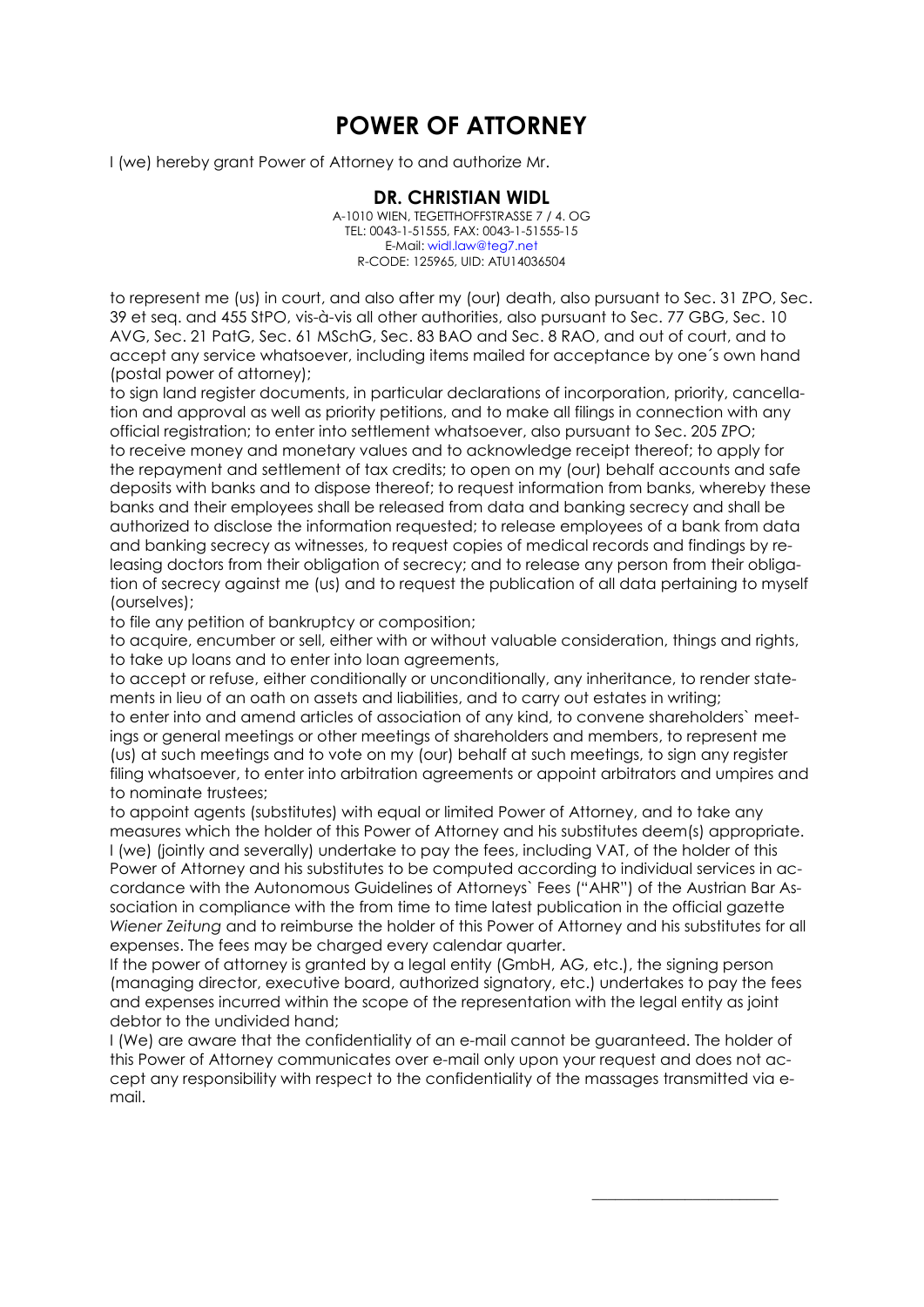# POWER OF ATTORNEY

I (we) hereby grant Power of Attorney to and authorize Mr.

**DR. CHRISTIAN WIDL**
A-1010 WIEN, TEGETTHOFFSTRASSE 7 / 4. OG
TEL: 0043-1-51555, FAX: 0043-1-51555-15
E-Mail: widl.law@teg7.net
R-CODE: 125965, UID: ATU14036504

to represent me (us) in court, and also after my (our) death, also pursuant to Sec. 31 ZPO, Sec. 39 et seq. and 455 StPO, vis-à-vis all other authorities, also pursuant to Sec. 77 GBG, Sec. 10 AVG, Sec. 21 PatG, Sec. 61 MSchG, Sec. 83 BAO and Sec. 8 RAO, and out of court, and to accept any service whatsoever, including items mailed for acceptance by one´s own hand (postal power of attorney);

to sign land register documents, in particular declarations of incorporation, priority, cancellation and approval as well as priority petitions, and to make all filings in connection with any official registration; to enter into settlement whatsoever, also pursuant to Sec. 205 ZPO;

to receive money and monetary values and to acknowledge receipt thereof; to apply for the repayment and settlement of tax credits; to open on my (our) behalf accounts and safe deposits with banks and to dispose thereof; to request information from banks, whereby these banks and their employees shall be released from data and banking secrecy and shall be authorized to disclose the information requested; to release employees of a bank from data and banking secrecy as witnesses, to request copies of medical records and findings by releasing doctors from their obligation of secrecy; and to release any person from their obligation of secrecy against me (us) and to request the publication of all data pertaining to myself (ourselves);

to file any petition of bankruptcy or composition;

to acquire, encumber or sell, either with or without valuable consideration, things and rights, to take up loans and to enter into loan agreements,

to accept or refuse, either conditionally or unconditionally, any inheritance, to render statements in lieu of an oath on assets and liabilities, and to carry out estates in writing;

to enter into and amend articles of association of any kind, to convene shareholders` meetings or general meetings or other meetings of shareholders and members, to represent me (us) at such meetings and to vote on my (our) behalf at such meetings, to sign any register filing whatsoever, to enter into arbitration agreements or appoint arbitrators and umpires and to nominate trustees;

to appoint agents (substitutes) with equal or limited Power of Attorney, and to take any measures which the holder of this Power of Attorney and his substitutes deem(s) appropriate.

I (we) (jointly and severally) undertake to pay the fees, including VAT, of the holder of this Power of Attorney and his substitutes to be computed according to individual services in accordance with the Autonomous Guidelines of Attorneys` Fees ("AHR") of the Austrian Bar Association in compliance with the from time to time latest publication in the official gazette *Wiener Zeitung* and to reimburse the holder of this Power of Attorney and his substitutes for all expenses. The fees may be charged every calendar quarter.

If the power of attorney is granted by a legal entity (GmbH, AG, etc.), the signing person (managing director, executive board, authorized signatory, etc.) undertakes to pay the fees and expenses incurred within the scope of the representation with the legal entity as joint debtor to the undivided hand;

I (We) are aware that the confidentiality of an e-mail cannot be guaranteed. The holder of this Power of Attorney communicates over e-mail only upon your request and does not accept any responsibility with respect to the confidentiality of the massages transmitted via e-mail.

\_\_\_\_\_\_\_\_\_\_\_\_\_\_\_\_\_\_\_\_\_\_\_\_\_\_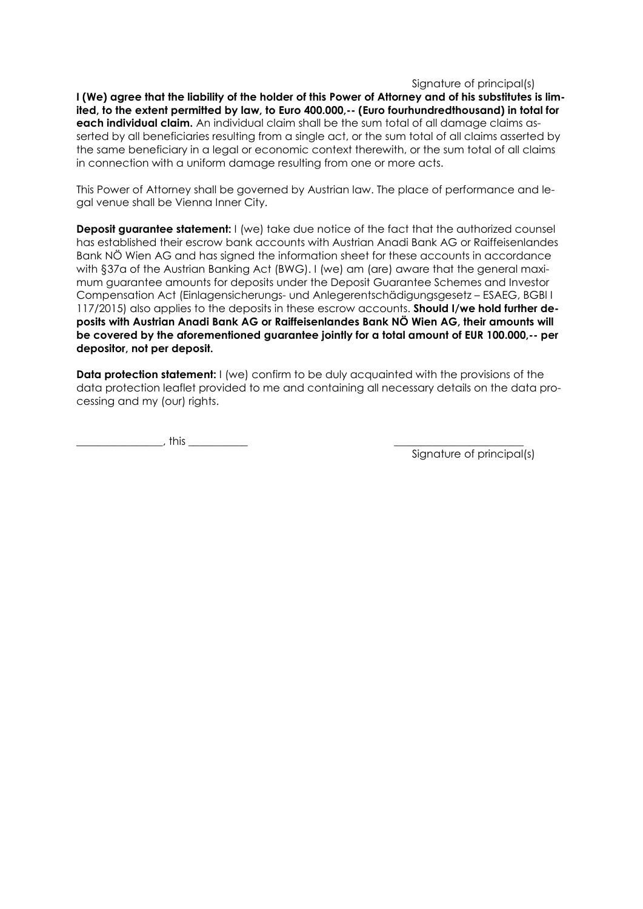Signature of principal(s)

**I (We) agree that the liability of the holder of this Power of Attorney and of his substitutes is limited, to the extent permitted by law, to Euro 400.000,-- (Euro fourhundredthousand) in total for each individual claim.** An individual claim shall be the sum total of all damage claims asserted by all beneficiaries resulting from a single act, or the sum total of all claims asserted by the same beneficiary in a legal or economic context therewith, or the sum total of all claims in connection with a uniform damage resulting from one or more acts.

This Power of Attorney shall be governed by Austrian law. The place of performance and legal venue shall be Vienna Inner City.

**Deposit guarantee statement:** I (we) take due notice of the fact that the authorized counsel has established their escrow bank accounts with Austrian Anadi Bank AG or Raiffeisenlandes Bank NÖ Wien AG and has signed the information sheet for these accounts in accordance with §37a of the Austrian Banking Act (BWG). I (we) am (are) aware that the general maximum guarantee amounts for deposits under the Deposit Guarantee Schemes and Investor Compensation Act (Einlagensicherungs- und Anlegerentschädigungsgesetz – ESAEG, BGBl I 117/2015) also applies to the deposits in these escrow accounts. **Should I/we hold further deposits with Austrian Anadi Bank AG or Raiffeisenlandes Bank NÖ Wien AG, their amounts will be covered by the aforementioned guarantee jointly for a total amount of EUR 100.000,-- per depositor, not per deposit.**

**Data protection statement:** I (we) confirm to be duly acquainted with the provisions of the data protection leaflet provided to me and containing all necessary details on the data processing and my (our) rights.

_______________, this ___________ ________________________

Signature of principal(s)